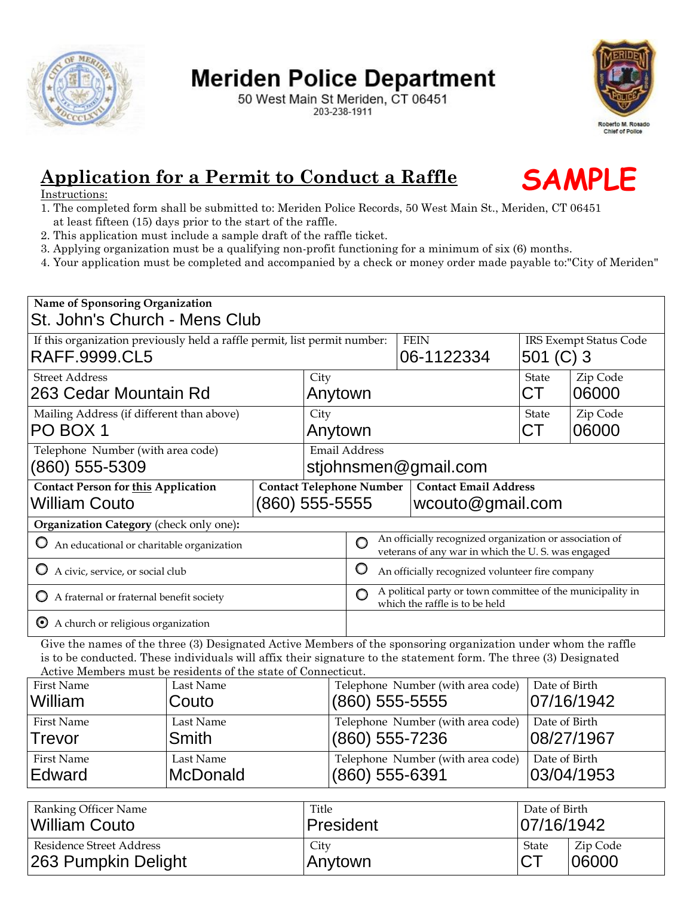# Meriden Police Department

50 West Main St Meriden, CT 06451
203-238-1911

Roberto M. Rosado
Chief of Police

## Application for a Permit to Conduct a Raffle

**SAMPLE**

Instructions:

1. The completed form shall be submitted to: Meriden Police Records, 50 West Main St., Meriden, CT 06451 at least fifteen (15) days prior to the start of the raffle.
2. This application must include a sample draft of the raffle ticket.
3. Applying organization must be a qualifying non-profit functioning for a minimum of six (6) months.
4. Your application must be completed and accompanied by a check or money order made payable to:"City of Meriden"

**Name of Sponsoring Organization**
St. John's Church - Mens Club

| If this organization previously held a raffle permit, list permit number: | FEIN | IRS Exempt Status Code |
|---|---|---|
| RAFF.9999.CL5 | 06-1122334 | 501 (C) 3 |

| Street Address | City | State | Zip Code |
|---|---|---|---|
| 263 Cedar Mountain Rd | Anytown | CT | 06000 |
| **Mailing Address (if different than above)** | **City** | **State** | **Zip Code** |
| PO BOX 1 | Anytown | CT | 06000 |

| Telephone Number (with area code) | Email Address |
|---|---|
| (860) 555-5309 | stjohnsmen@gmail.com |

| **Contact Person for this Application** | **Contact Telephone Number** | **Contact Email Address** |
|---|---|---|
| William Couto | (860) 555-5555 | wcouto@gmail.com |

**Organization Category** (check only one):

- ○ An educational or charitable organization
- ○ An officially recognized organization or association of veterans of any war in which the U. S. was engaged
- ○ A civic, service, or social club
- ○ An officially recognized volunteer fire company
- ○ A fraternal or fraternal benefit society
- ○ A political party or town committee of the municipality in which the raffle is to be held
- ⦿ A church or religious organization

Give the names of the three (3) Designated Active Members of the sponsoring organization under whom the raffle is to be conducted. These individuals will affix their signature to the statement form. The three (3) Designated Active Members must be residents of the state of Connecticut.

| First Name | Last Name | Telephone Number (with area code) | Date of Birth |
|---|---|---|---|
| William | Couto | (860) 555-5555 | 07/16/1942 |
| Trevor | Smith | (860) 555-7236 | 08/27/1967 |
| Edward | McDonald | (860) 555-6391 | 03/04/1953 |

| Ranking Officer Name | Title | Date of Birth | |
|---|---|---|---|
| William Couto | President | 07/16/1942 | |
| **Residence Street Address** | **City** | **State** | **Zip Code** |
| 263 Pumpkin Delight | Anytown | CT | 06000 |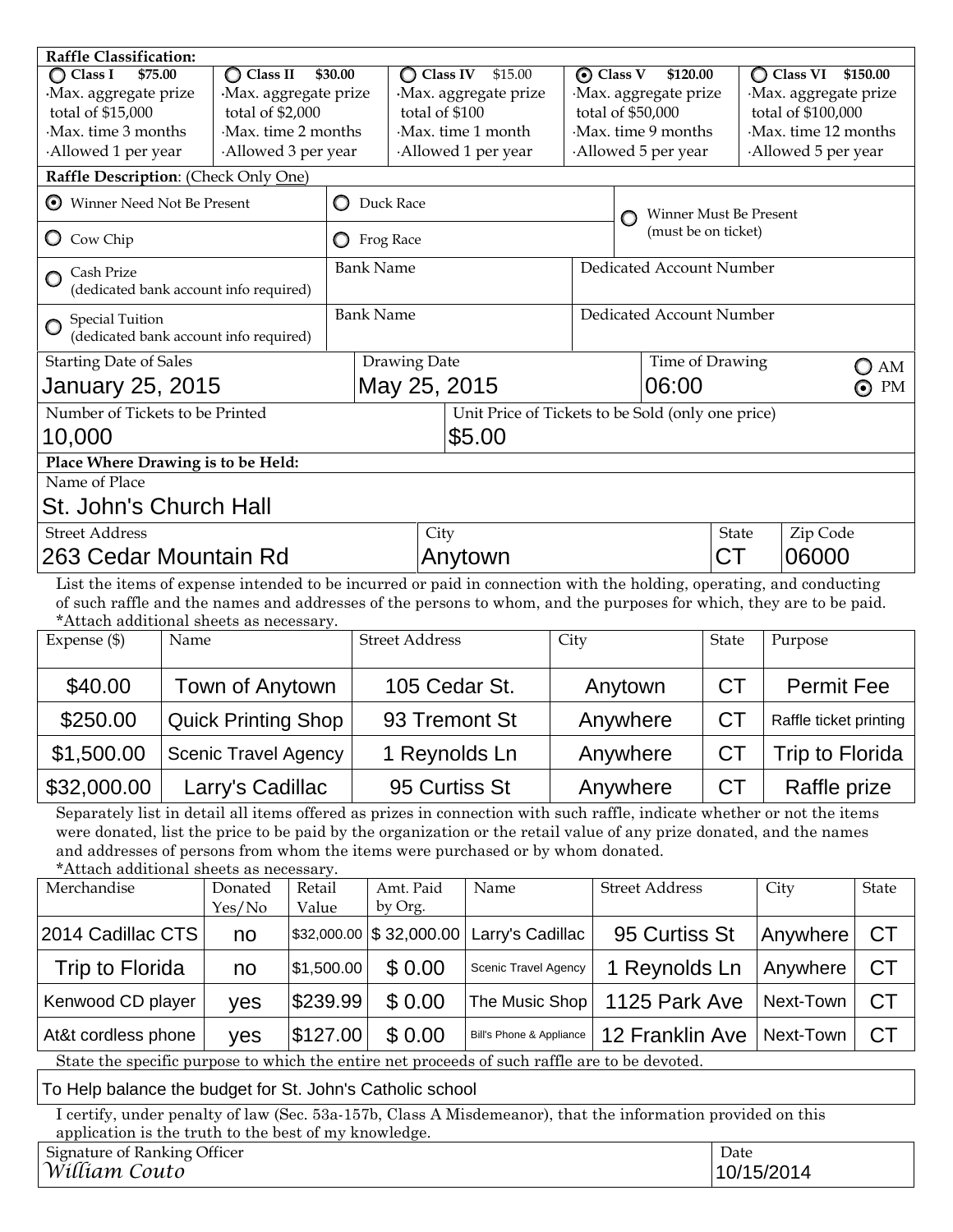**Raffle Classification:**

| ○ Class I $75.00 | ○ Class II $30.00 | ○ Class IV $15.00 | ◉ Class V $120.00 | ○ Class VI $150.00 |
|---|---|---|---|---|
| ·Max. aggregate prize total of $15,000 | ·Max. aggregate prize total of $2,000 | ·Max. aggregate prize total of $100 | ·Max. aggregate prize total of $50,000 | ·Max. aggregate prize total of $100,000 |
| ·Max. time 3 months | ·Max. time 2 months | ·Max. time 1 month | ·Max. time 9 months | ·Max. time 12 months |
| ·Allowed 1 per year | ·Allowed 3 per year | ·Allowed 1 per year | ·Allowed 5 per year | ·Allowed 5 per year |

**Raffle Description**: (Check Only One)

| | | |
|---|---|---|
| ◉ Winner Need Not Be Present | ○ Duck Race | ○ Winner Must Be Present (must be on ticket) |
| ○ Cow Chip | ○ Frog Race | |
| ○ Cash Prize (dedicated bank account info required) | Bank Name | Dedicated Account Number |
| ○ Special Tuition (dedicated bank account info required) | Bank Name | Dedicated Account Number |

| Starting Date of Sales | Drawing Date | Time of Drawing | |
|---|---|---|---|
| January 25, 2015 | May 25, 2015 | 06:00 | ○ AM ◉ PM |

| Number of Tickets to be Printed | Unit Price of Tickets to be Sold (only one price) |
|---|---|
| 10,000 | $5.00 |

**Place Where Drawing is to be Held:**

Name of Place
St. John's Church Hall

| Street Address | City | State | Zip Code |
|---|---|---|---|
| 263 Cedar Mountain Rd | Anytown | CT | 06000 |

List the items of expense intended to be incurred or paid in connection with the holding, operating, and conducting of such raffle and the names and addresses of the persons to whom, and the purposes for which, they are to be paid. *Attach additional sheets as necessary.

| Expense ($) | Name | Street Address | City | State | Purpose |
|---|---|---|---|---|---|
| $40.00 | Town of Anytown | 105 Cedar St. | Anytown | CT | Permit Fee |
| $250.00 | Quick Printing Shop | 93 Tremont St | Anywhere | CT | Raffle ticket printing |
| $1,500.00 | Scenic Travel Agency | 1 Reynolds Ln | Anywhere | CT | Trip to Florida |
| $32,000.00 | Larry's Cadillac | 95 Curtiss St | Anywhere | CT | Raffle prize |

Separately list in detail all items offered as prizes in connection with such raffle, indicate whether or not the items were donated, list the price to be paid by the organization or the retail value of any prize donated, and the names and addresses of persons from whom the items were purchased or by whom donated.
*Attach additional sheets as necessary.

| Merchandise | Donated Yes/No | Retail Value | Amt. Paid by Org. | Name | Street Address | City | State |
|---|---|---|---|---|---|---|---|
| 2014 Cadillac CTS | no | $32,000.00 | $ 32,000.00 | Larry's Cadillac | 95 Curtiss St | Anywhere | CT |
| Trip to Florida | no | $1,500.00 | $ 0.00 | Scenic Travel Agency | 1 Reynolds Ln | Anywhere | CT |
| Kenwood CD player | yes | $239.99 | $ 0.00 | The Music Shop | 1125 Park Ave | Next-Town | CT |
| At&t cordless phone | yes | $127.00 | $ 0.00 | Bill's Phone & Appliance | 12 Franklin Ave | Next-Town | CT |

State the specific purpose to which the entire net proceeds of such raffle are to be devoted.

To Help balance the budget for St. John's Catholic school

I certify, under penalty of law (Sec. 53a-157b, Class A Misdemeanor), that the information provided on this application is the truth to the best of my knowledge.

| Signature of Ranking Officer | Date |
|---|---|
| *William Couto* | 10/15/2014 |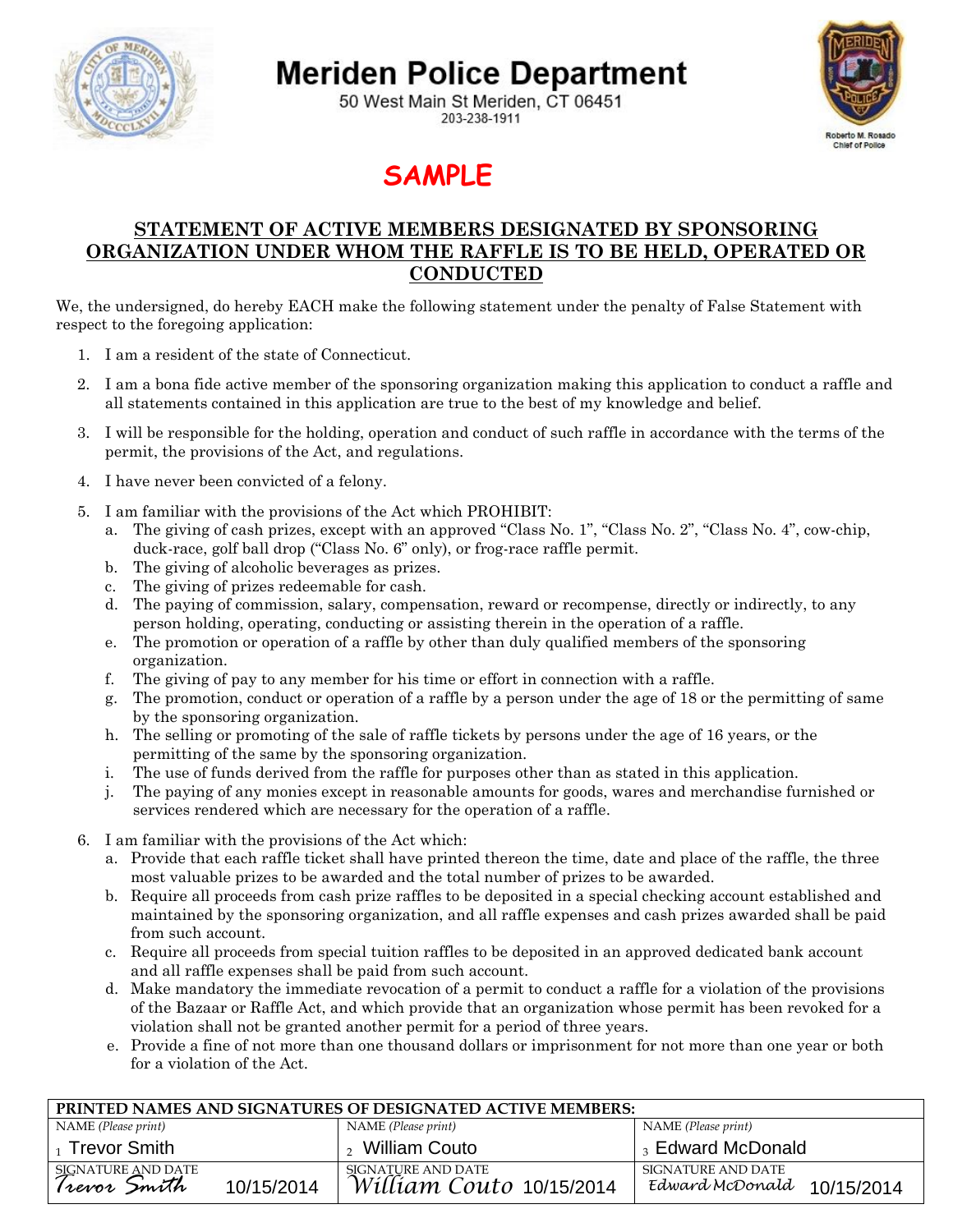# Meriden Police Department

50 West Main St Meriden, CT 06451
203-238-1911

Roberto M. Rosado
Chief of Police

**SAMPLE**

## STATEMENT OF ACTIVE MEMBERS DESIGNATED BY SPONSORING ORGANIZATION UNDER WHOM THE RAFFLE IS TO BE HELD, OPERATED OR CONDUCTED

We, the undersigned, do hereby EACH make the following statement under the penalty of False Statement with respect to the foregoing application:

1. I am a resident of the state of Connecticut.
2. I am a bona fide active member of the sponsoring organization making this application to conduct a raffle and all statements contained in this application are true to the best of my knowledge and belief.
3. I will be responsible for the holding, operation and conduct of such raffle in accordance with the terms of the permit, the provisions of the Act, and regulations.
4. I have never been convicted of a felony.
5. I am familiar with the provisions of the Act which PROHIBIT:
   a. The giving of cash prizes, except with an approved "Class No. 1", "Class No. 2", "Class No. 4", cow-chip, duck-race, golf ball drop ("Class No. 6" only), or frog-race raffle permit.
   b. The giving of alcoholic beverages as prizes.
   c. The giving of prizes redeemable for cash.
   d. The paying of commission, salary, compensation, reward or recompense, directly or indirectly, to any person holding, operating, conducting or assisting therein in the operation of a raffle.
   e. The promotion or operation of a raffle by other than duly qualified members of the sponsoring organization.
   f. The giving of pay to any member for his time or effort in connection with a raffle.
   g. The promotion, conduct or operation of a raffle by a person under the age of 18 or the permitting of same by the sponsoring organization.
   h. The selling or promoting of the sale of raffle tickets by persons under the age of 16 years, or the permitting of the same by the sponsoring organization.
   i. The use of funds derived from the raffle for purposes other than as stated in this application.
   j. The paying of any monies except in reasonable amounts for goods, wares and merchandise furnished or services rendered which are necessary for the operation of a raffle.
6. I am familiar with the provisions of the Act which:
   a. Provide that each raffle ticket shall have printed thereon the time, date and place of the raffle, the three most valuable prizes to be awarded and the total number of prizes to be awarded.
   b. Require all proceeds from cash prize raffles to be deposited in a special checking account established and maintained by the sponsoring organization, and all raffle expenses and cash prizes awarded shall be paid from such account.
   c. Require all proceeds from special tuition raffles to be deposited in an approved dedicated bank account and all raffle expenses shall be paid from such account.
   d. Make mandatory the immediate revocation of a permit to conduct a raffle for a violation of the provisions of the Bazaar or Raffle Act, and which provide that an organization whose permit has been revoked for a violation shall not be granted another permit for a period of three years.
   e. Provide a fine of not more than one thousand dollars or imprisonment for not more than one year or both for a violation of the Act.

| PRINTED NAMES AND SIGNATURES OF DESIGNATED ACTIVE MEMBERS: | | |
|---|---|---|
| NAME *(Please print)* | NAME *(Please print)* | NAME *(Please print)* |
| 1 Trevor Smith | 2 William Couto | 3 Edward McDonald |
| SIGNATURE AND DATE | SIGNATURE AND DATE | SIGNATURE AND DATE |
| Trevor Smith 10/15/2014 | William Couto 10/15/2014 | Edward McDonald 10/15/2014 |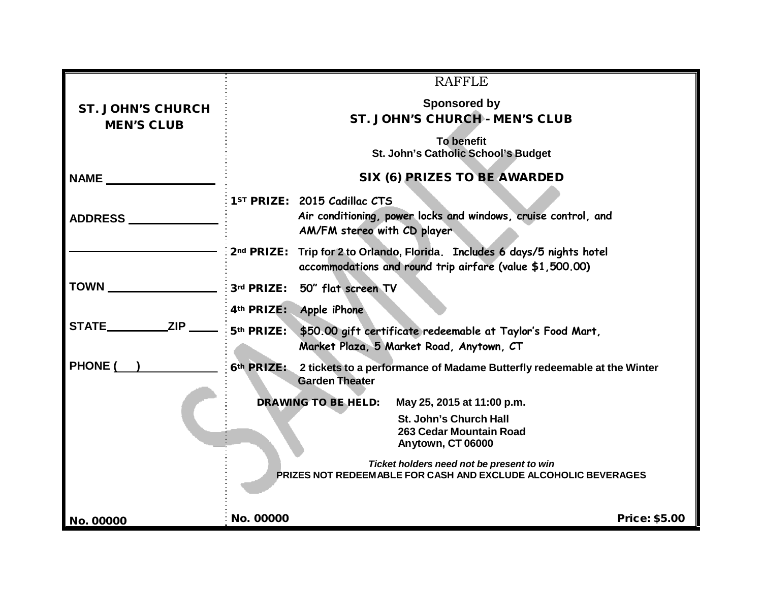**ST. JOHN'S CHURCH MEN'S CLUB**

NAME ________________

ADDRESS ____________

____________________

TOWN ________________

STATE_________ZIP ____

PHONE (   )____________

**No. 00000**

---

RAFFLE

**Sponsored by**

**ST. JOHN'S CHURCH - MEN'S CLUB**

**To benefit**
**St. John's Catholic School's Budget**

**SIX (6) PRIZES TO BE AWARDED**

**1ST PRIZE:** 2015 Cadillac CTS
Air conditioning, power locks and windows, cruise control, and AM/FM stereo with CD player

**2nd PRIZE:** Trip for 2 to Orlando, Florida. Includes 6 days/5 nights hotel accommodations and round trip airfare (value $1,500.00)

**3rd PRIZE:** 50" flat screen TV

**4th PRIZE:** Apple iPhone

**5th PRIZE:** $50.00 gift certificate redeemable at Taylor's Food Mart, Market Plaza, 5 Market Road, Anytown, CT

**6th PRIZE:** 2 tickets to a performance of Madame Butterfly redeemable at the Winter Garden Theater

**DRAWING TO BE HELD:** **May 25, 2015 at 11:00 p.m.**
**St. John's Church Hall**
**263 Cedar Mountain Road**
**Anytown, CT 06000**

***Ticket holders need not be present to win***

**PRIZES NOT REDEEMABLE FOR CASH AND EXCLUDE ALCOHOLIC BEVERAGES**

**No. 00000** **Price: $5.00**

SAMPLE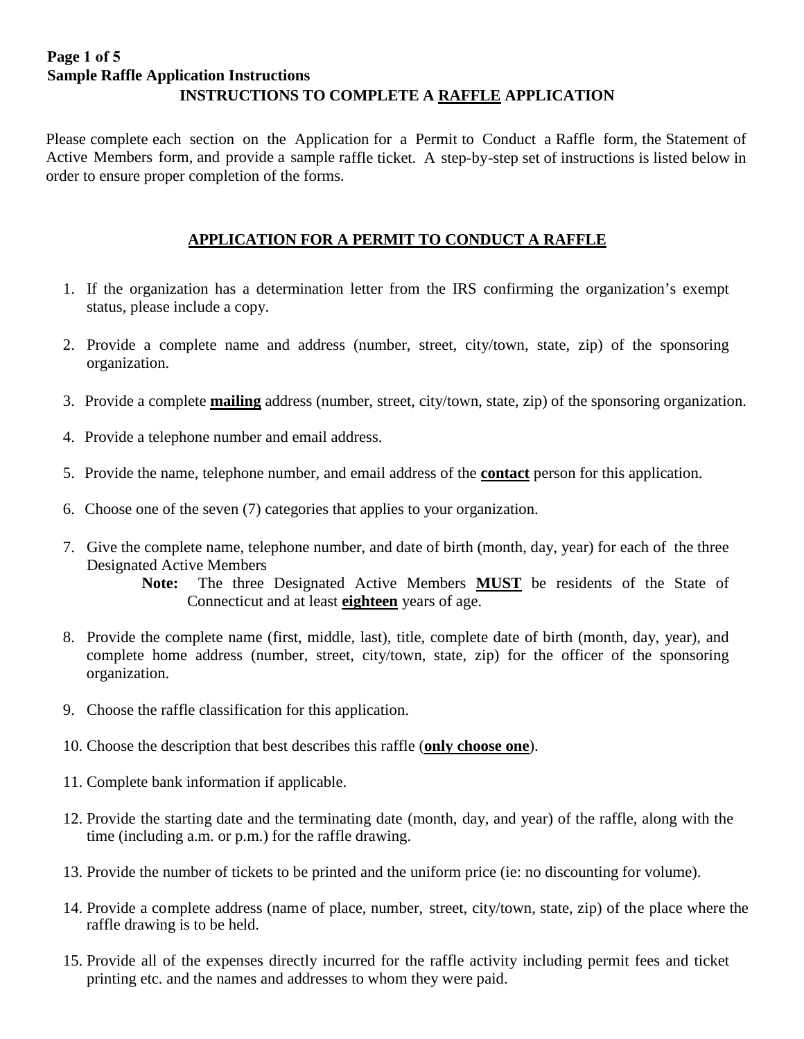**Sample Raffle Application Instructions**

# INSTRUCTIONS TO COMPLETE A RAFFLE APPLICATION

Please complete each section on the Application for a Permit to Conduct a Raffle form, the Statement of Active Members form, and provide a sample raffle ticket. A step-by-step set of instructions is listed below in order to ensure proper completion of the forms.

## APPLICATION FOR A PERMIT TO CONDUCT A RAFFLE

1. If the organization has a determination letter from the IRS confirming the organization's exempt status, please include a copy.
2. Provide a complete name and address (number, street, city/town, state, zip) of the sponsoring organization.
3. Provide a complete **mailing** address (number, street, city/town, state, zip) of the sponsoring organization.
4. Provide a telephone number and email address.
5. Provide the name, telephone number, and email address of the **contact** person for this application.
6. Choose one of the seven (7) categories that applies to your organization.
7. Give the complete name, telephone number, and date of birth (month, day, year) for each of the three Designated Active Members

   **Note:** The three Designated Active Members **MUST** be residents of the State of Connecticut and at least **eighteen** years of age.
8. Provide the complete name (first, middle, last), title, complete date of birth (month, day, year), and complete home address (number, street, city/town, state, zip) for the officer of the sponsoring organization.
9. Choose the raffle classification for this application.
10. Choose the description that best describes this raffle (**only choose one**).
11. Complete bank information if applicable.
12. Provide the starting date and the terminating date (month, day, and year) of the raffle, along with the time (including a.m. or p.m.) for the raffle drawing.
13. Provide the number of tickets to be printed and the uniform price (ie: no discounting for volume).
14. Provide a complete address (name of place, number, street, city/town, state, zip) of the place where the raffle drawing is to be held.
15. Provide all of the expenses directly incurred for the raffle activity including permit fees and ticket printing etc. and the names and addresses to whom they were paid.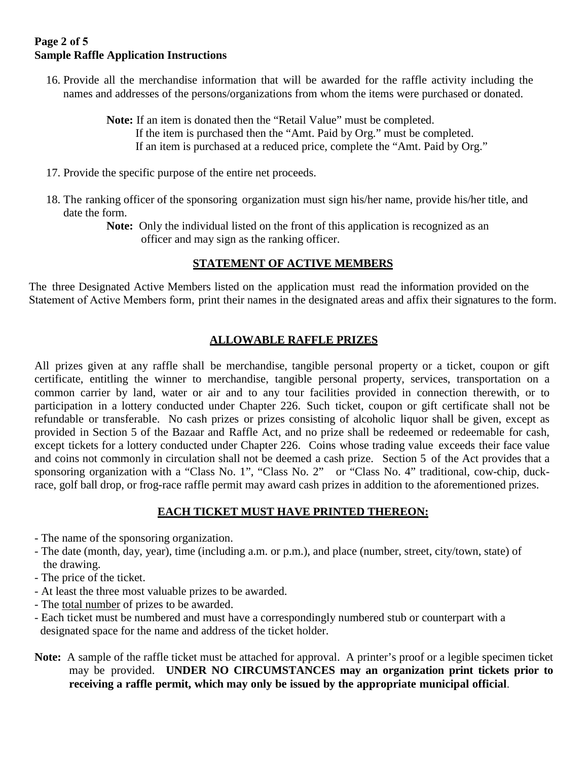16. Provide all the merchandise information that will be awarded for the raffle activity including the names and addresses of the persons/organizations from whom the items were purchased or donated.

    **Note:** If an item is donated then the "Retail Value" must be completed.
    If the item is purchased then the "Amt. Paid by Org." must be completed.
    If an item is purchased at a reduced price, complete the "Amt. Paid by Org."

17. Provide the specific purpose of the entire net proceeds.

18. The ranking officer of the sponsoring organization must sign his/her name, provide his/her title, and date the form.

    **Note:** Only the individual listed on the front of this application is recognized as an officer and may sign as the ranking officer.

## STATEMENT OF ACTIVE MEMBERS

The three Designated Active Members listed on the application must read the information provided on the Statement of Active Members form, print their names in the designated areas and affix their signatures to the form.

## ALLOWABLE RAFFLE PRIZES

All prizes given at any raffle shall be merchandise, tangible personal property or a ticket, coupon or gift certificate, entitling the winner to merchandise, tangible personal property, services, transportation on a common carrier by land, water or air and to any tour facilities provided in connection therewith, or to participation in a lottery conducted under Chapter 226. Such ticket, coupon or gift certificate shall not be refundable or transferable. No cash prizes or prizes consisting of alcoholic liquor shall be given, except as provided in Section 5 of the Bazaar and Raffle Act, and no prize shall be redeemed or redeemable for cash, except tickets for a lottery conducted under Chapter 226. Coins whose trading value exceeds their face value and coins not commonly in circulation shall not be deemed a cash prize. Section 5 of the Act provides that a sponsoring organization with a "Class No. 1", "Class No. 2" or "Class No. 4" traditional, cow-chip, duck-race, golf ball drop, or frog-race raffle permit may award cash prizes in addition to the aforementioned prizes.

## EACH TICKET MUST HAVE PRINTED THEREON:

- The name of the sponsoring organization.
- The date (month, day, year), time (including a.m. or p.m.), and place (number, street, city/town, state) of the drawing.
- The price of the ticket.
- At least the three most valuable prizes to be awarded.
- The total number of prizes to be awarded.
- Each ticket must be numbered and must have a correspondingly numbered stub or counterpart with a designated space for the name and address of the ticket holder.

**Note:** A sample of the raffle ticket must be attached for approval. A printer's proof or a legible specimen ticket may be provided. **UNDER NO CIRCUMSTANCES may an organization print tickets prior to receiving a raffle permit, which may only be issued by the appropriate municipal official**.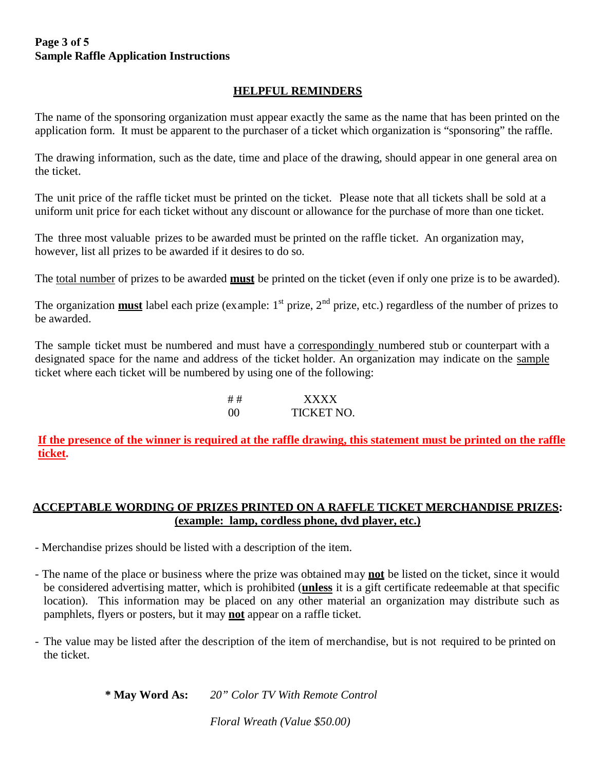**Sample Raffle Application Instructions**

## HELPFUL REMINDERS

The name of the sponsoring organization must appear exactly the same as the name that has been printed on the application form. It must be apparent to the purchaser of a ticket which organization is "sponsoring" the raffle.

The drawing information, such as the date, time and place of the drawing, should appear in one general area on the ticket.

The unit price of the raffle ticket must be printed on the ticket. Please note that all tickets shall be sold at a uniform unit price for each ticket without any discount or allowance for the purchase of more than one ticket.

The three most valuable prizes to be awarded must be printed on the raffle ticket. An organization may, however, list all prizes to be awarded if it desires to do so.

The total number of prizes to be awarded **must** be printed on the ticket (even if only one prize is to be awarded).

The organization **must** label each prize (example: 1st prize, 2nd prize, etc.) regardless of the number of prizes to be awarded.

The sample ticket must be numbered and must have a correspondingly numbered stub or counterpart with a designated space for the name and address of the ticket holder. An organization may indicate on the sample ticket where each ticket will be numbered by using one of the following:

| | |
|---|---|
| # # | XXXX |
| 00 | TICKET NO. |

**If the presence of the winner is required at the raffle drawing, this statement must be printed on the raffle ticket.**

## ACCEPTABLE WORDING OF PRIZES PRINTED ON A RAFFLE TICKET MERCHANDISE PRIZES: (example: lamp, cordless phone, dvd player, etc.)

- Merchandise prizes should be listed with a description of the item.
- The name of the place or business where the prize was obtained may **not** be listed on the ticket, since it would be considered advertising matter, which is prohibited (**unless** it is a gift certificate redeemable at that specific location). This information may be placed on any other material an organization may distribute such as pamphlets, flyers or posters, but it may **not** appear on a raffle ticket.
- The value may be listed after the description of the item of merchandise, but is not required to be printed on the ticket.

**\* May Word As:** *20" Color TV With Remote Control*

*Floral Wreath (Value $50.00)*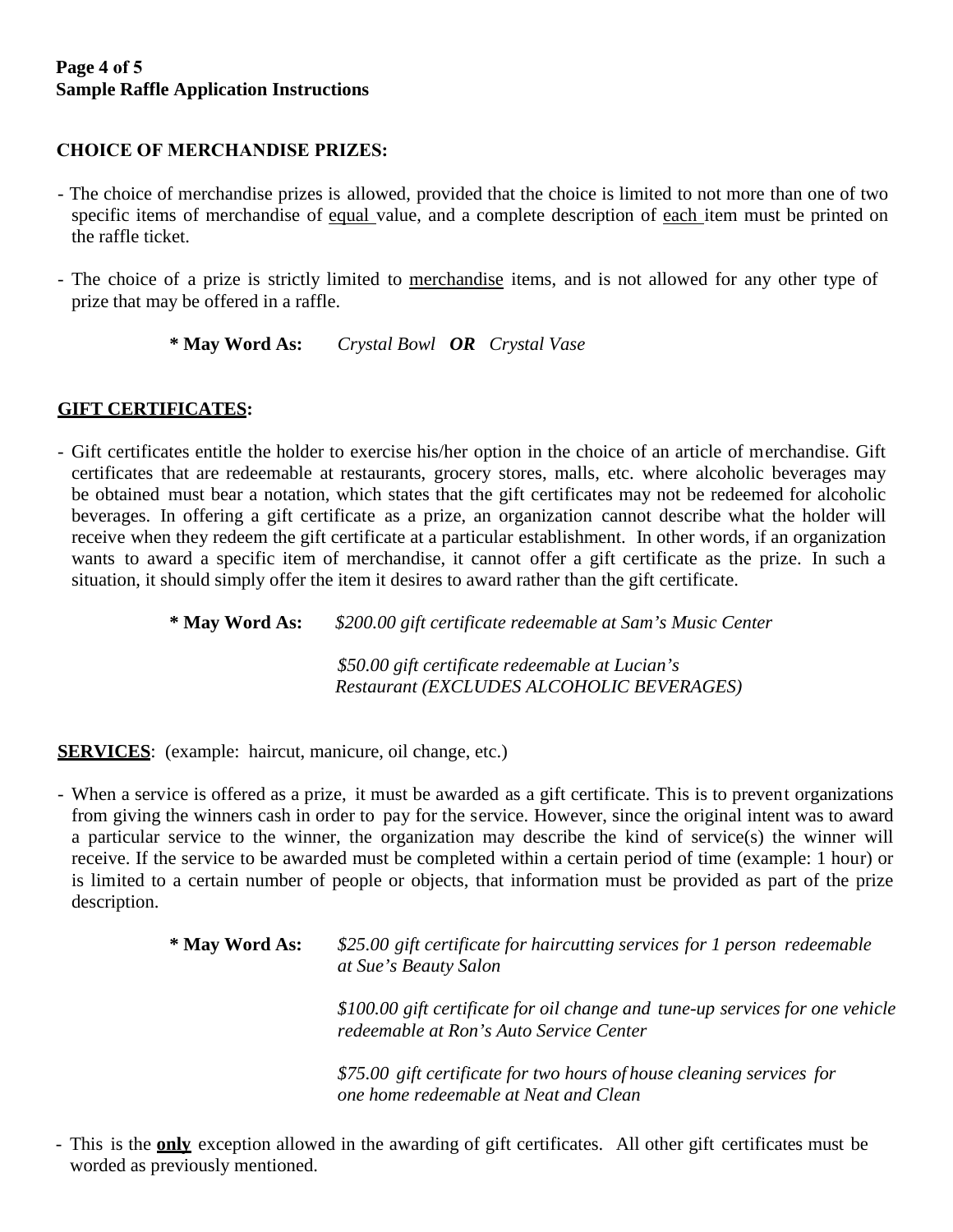## CHOICE OF MERCHANDISE PRIZES:

- The choice of merchandise prizes is allowed, provided that the choice is limited to not more than one of two specific items of merchandise of equal value, and a complete description of each item must be printed on the raffle ticket.
- The choice of a prize is strictly limited to merchandise items, and is not allowed for any other type of prize that may be offered in a raffle.

**\* May Word As:** *Crystal Bowl **OR** Crystal Vase*

## GIFT CERTIFICATES:

- Gift certificates entitle the holder to exercise his/her option in the choice of an article of merchandise. Gift certificates that are redeemable at restaurants, grocery stores, malls, etc. where alcoholic beverages may be obtained must bear a notation, which states that the gift certificates may not be redeemed for alcoholic beverages. In offering a gift certificate as a prize, an organization cannot describe what the holder will receive when they redeem the gift certificate at a particular establishment. In other words, if an organization wants to award a specific item of merchandise, it cannot offer a gift certificate as the prize. In such a situation, it should simply offer the item it desires to award rather than the gift certificate.

**\* May Word As:** *$200.00 gift certificate redeemable at Sam's Music Center*

*$50.00 gift certificate redeemable at Lucian's Restaurant (EXCLUDES ALCOHOLIC BEVERAGES)*

**SERVICES**: (example: haircut, manicure, oil change, etc.)

- When a service is offered as a prize, it must be awarded as a gift certificate. This is to prevent organizations from giving the winners cash in order to pay for the service. However, since the original intent was to award a particular service to the winner, the organization may describe the kind of service(s) the winner will receive. If the service to be awarded must be completed within a certain period of time (example: 1 hour) or is limited to a certain number of people or objects, that information must be provided as part of the prize description.

**\* May Word As:** *$25.00 gift certificate for haircutting services for 1 person redeemable at Sue's Beauty Salon*

*$100.00 gift certificate for oil change and tune-up services for one vehicle redeemable at Ron's Auto Service Center*

*$75.00 gift certificate for two hours of house cleaning services for one home redeemable at Neat and Clean*

- This is the **only** exception allowed in the awarding of gift certificates. All other gift certificates must be worded as previously mentioned.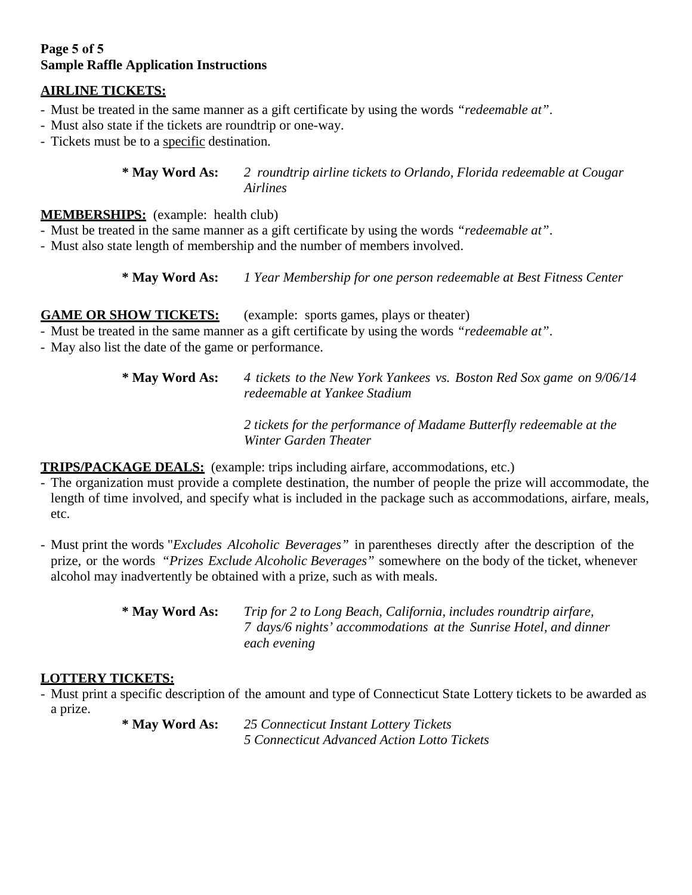**Sample Raffle Application Instructions**

**AIRLINE TICKETS:**

- Must be treated in the same manner as a gift certificate by using the words *"redeemable at"*.
- Must also state if the tickets are roundtrip or one-way.
- Tickets must be to a specific destination.

> **\* May Word As:** *2 roundtrip airline tickets to Orlando, Florida redeemable at Cougar Airlines*

**MEMBERSHIPS:** (example: health club)

- Must be treated in the same manner as a gift certificate by using the words *"redeemable at"*.
- Must also state length of membership and the number of members involved.

> **\* May Word As:** *1 Year Membership for one person redeemable at Best Fitness Center*

**GAME OR SHOW TICKETS:** (example: sports games, plays or theater)

- Must be treated in the same manner as a gift certificate by using the words *"redeemable at"*.
- May also list the date of the game or performance.

> **\* May Word As:** *4 tickets to the New York Yankees vs. Boston Red Sox game on 9/06/14 redeemable at Yankee Stadium*
>
> *2 tickets for the performance of Madame Butterfly redeemable at the Winter Garden Theater*

**TRIPS/PACKAGE DEALS:** (example: trips including airfare, accommodations, etc.)

- The organization must provide a complete destination, the number of people the prize will accommodate, the length of time involved, and specify what is included in the package such as accommodations, airfare, meals, etc.
- Must print the words "*Excludes Alcoholic Beverages"* in parentheses directly after the description of the prize, or the words *"Prizes Exclude Alcoholic Beverages"* somewhere on the body of the ticket, whenever alcohol may inadvertently be obtained with a prize, such as with meals.

> **\* May Word As:** *Trip for 2 to Long Beach, California, includes roundtrip airfare, 7 days/6 nights' accommodations at the Sunrise Hotel, and dinner each evening*

**LOTTERY TICKETS:**

- Must print a specific description of the amount and type of Connecticut State Lottery tickets to be awarded as a prize.

> **\* May Word As:** *25 Connecticut Instant Lottery Tickets*
> *5 Connecticut Advanced Action Lotto Tickets*